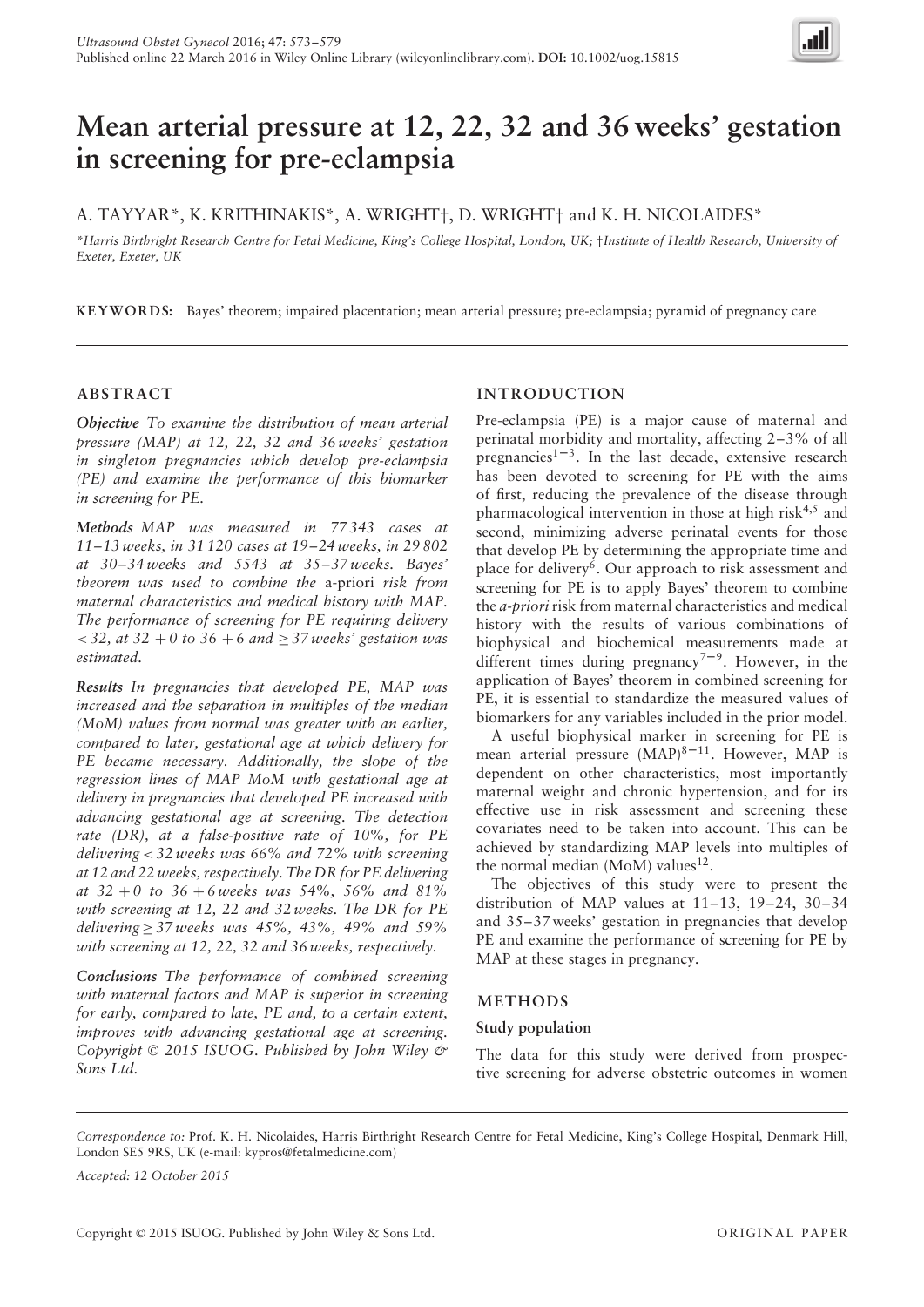# Mean arterial pressure at 12, 22, 32 and 36 weeks' gestation in screening for pre-eclampsia

A. TAYYAR*, K. KRITHINAKIS*, A. WRIGHT†, D. WRIGHT† and K. H. NICOLAIDES*

*Harris Birthright Research Centre for Fetal Medicine, King's College Hospital, London, UK; †Institute of Health Research, University of Exeter, Exeter, UK

**KEYWORDS:** Bayes' theorem; impaired placentation; mean arterial pressure; pre-eclampsia; pyramid of pregnancy care

## ABSTRACT

***Objective*** *To examine the distribution of mean arterial pressure (MAP) at 12, 22, 32 and 36 weeks' gestation in singleton pregnancies which develop pre-eclampsia (PE) and examine the performance of this biomarker in screening for PE.*

***Methods*** *MAP was measured in 77 343 cases at 11–13 weeks, in 31 120 cases at 19–24 weeks, in 29 802 at 30–34 weeks and 5543 at 35–37 weeks. Bayes' theorem was used to combine the* a-priori *risk from maternal characteristics and medical history with MAP. The performance of screening for PE requiring delivery < 32, at 32 + 0 to 36 + 6 and ≥ 37 weeks' gestation was estimated.*

***Results*** *In pregnancies that developed PE, MAP was increased and the separation in multiples of the median (MoM) values from normal was greater with an earlier, compared to later, gestational age at which delivery for PE became necessary. Additionally, the slope of the regression lines of MAP MoM with gestational age at delivery in pregnancies that developed PE increased with advancing gestational age at screening. The detection rate (DR), at a false-positive rate of 10%, for PE delivering < 32 weeks was 66% and 72% with screening at 12 and 22 weeks, respectively. The DR for PE delivering at 32 + 0 to 36 + 6 weeks was 54%, 56% and 81% with screening at 12, 22 and 32 weeks. The DR for PE delivering ≥ 37 weeks was 45%, 43%, 49% and 59% with screening at 12, 22, 32 and 36 weeks, respectively.*

***Conclusions*** *The performance of combined screening with maternal factors and MAP is superior in screening for early, compared to late, PE and, to a certain extent, improves with advancing gestational age at screening. Copyright © 2015 ISUOG. Published by John Wiley & Sons Ltd.*

## INTRODUCTION

Pre-eclampsia (PE) is a major cause of maternal and perinatal morbidity and mortality, affecting 2–3% of all pregnancies[1–3]. In the last decade, extensive research has been devoted to screening for PE with the aims of first, reducing the prevalence of the disease through pharmacological intervention in those at high risk[4,5] and second, minimizing adverse perinatal events for those that develop PE by determining the appropriate time and place for delivery[6]. Our approach to risk assessment and screening for PE is to apply Bayes' theorem to combine the *a-priori* risk from maternal characteristics and medical history with the results of various combinations of biophysical and biochemical measurements made at different times during pregnancy[7–9]. However, in the application of Bayes' theorem in combined screening for PE, it is essential to standardize the measured values of biomarkers for any variables included in the prior model.

A useful biophysical marker in screening for PE is mean arterial pressure (MAP)[8–11]. However, MAP is dependent on other characteristics, most importantly maternal weight and chronic hypertension, and for its effective use in risk assessment and screening these covariates need to be taken into account. This can be achieved by standardizing MAP levels into multiples of the normal median (MoM) values[12].

The objectives of this study were to present the distribution of MAP values at 11–13, 19–24, 30–34 and 35–37 weeks' gestation in pregnancies that develop PE and examine the performance of screening for PE by MAP at these stages in pregnancy.

## METHODS

### Study population

The data for this study were derived from prospective screening for adverse obstetric outcomes in women

*Correspondence to:* Prof. K. H. Nicolaides, Harris Birthright Research Centre for Fetal Medicine, King's College Hospital, Denmark Hill, London SE5 9RS, UK (e-mail: kypros@fetalmedicine.com)

*Accepted: 12 October 2015*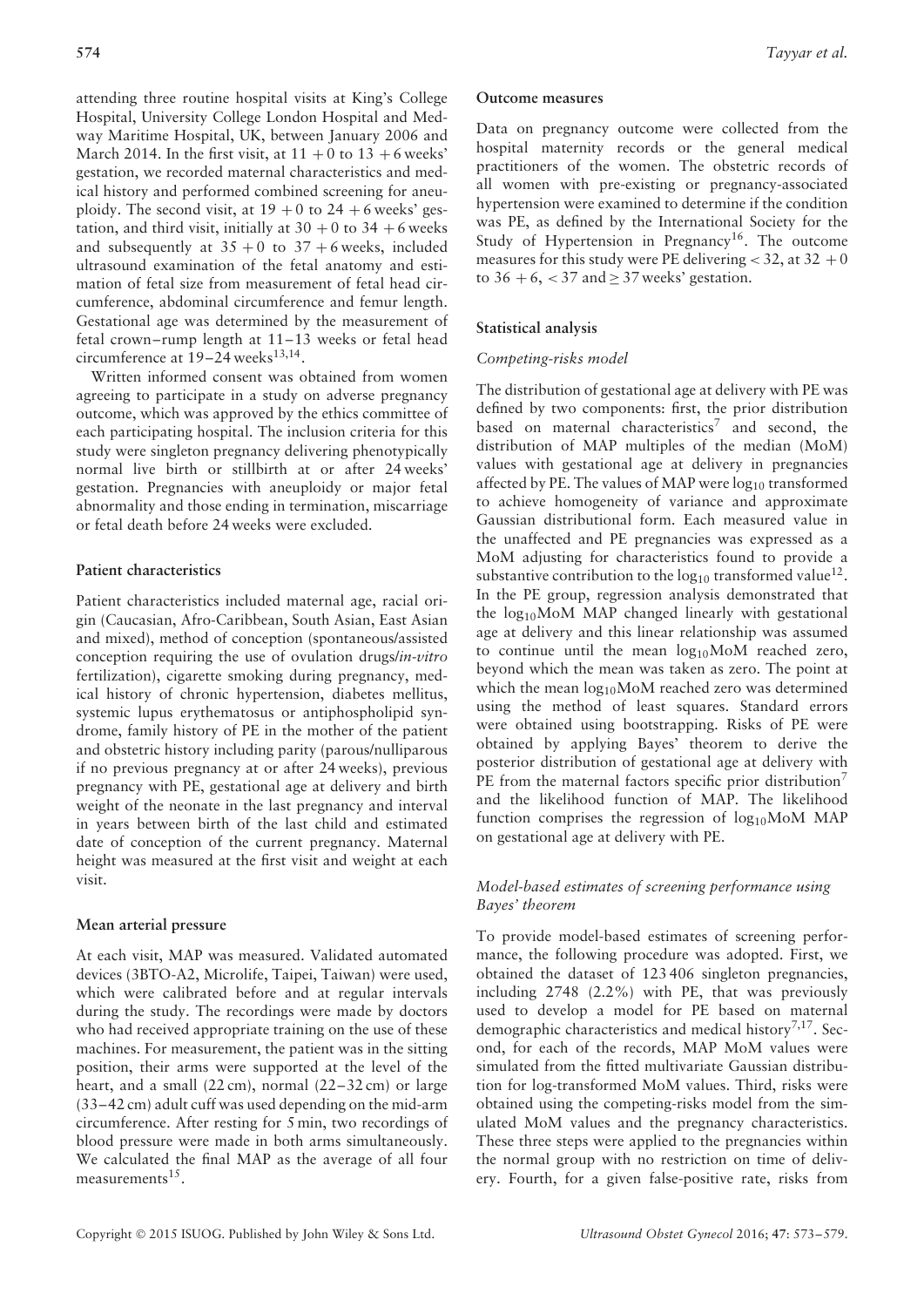attending three routine hospital visits at King's College Hospital, University College London Hospital and Medway Maritime Hospital, UK, between January 2006 and March 2014. In the first visit, at 11 + 0 to 13 + 6 weeks' gestation, we recorded maternal characteristics and medical history and performed combined screening for aneuploidy. The second visit, at 19 + 0 to 24 + 6 weeks' gestation, and third visit, initially at 30 + 0 to 34 + 6 weeks and subsequently at 35 + 0 to 37 + 6 weeks, included ultrasound examination of the fetal anatomy and estimation of fetal size from measurement of fetal head circumference, abdominal circumference and femur length. Gestational age was determined by the measurement of fetal crown–rump length at 11–13 weeks or fetal head circumference at 19–24 weeks[13,14].

Written informed consent was obtained from women agreeing to participate in a study on adverse pregnancy outcome, which was approved by the ethics committee of each participating hospital. The inclusion criteria for this study were singleton pregnancy delivering phenotypically normal live birth or stillbirth at or after 24 weeks' gestation. Pregnancies with aneuploidy or major fetal abnormality and those ending in termination, miscarriage or fetal death before 24 weeks were excluded.

### Patient characteristics

Patient characteristics included maternal age, racial origin (Caucasian, Afro-Caribbean, South Asian, East Asian and mixed), method of conception (spontaneous/assisted conception requiring the use of ovulation drugs/*in-vitro* fertilization), cigarette smoking during pregnancy, medical history of chronic hypertension, diabetes mellitus, systemic lupus erythematosus or antiphospholipid syndrome, family history of PE in the mother of the patient and obstetric history including parity (parous/nulliparous if no previous pregnancy at or after 24 weeks), previous pregnancy with PE, gestational age at delivery and birth weight of the neonate in the last pregnancy and interval in years between birth of the last child and estimated date of conception of the current pregnancy. Maternal height was measured at the first visit and weight at each visit.

### Mean arterial pressure

At each visit, MAP was measured. Validated automated devices (3BTO-A2, Microlife, Taipei, Taiwan) were used, which were calibrated before and at regular intervals during the study. The recordings were made by doctors who had received appropriate training on the use of these machines. For measurement, the patient was in the sitting position, their arms were supported at the level of the heart, and a small (22 cm), normal (22–32 cm) or large (33–42 cm) adult cuff was used depending on the mid-arm circumference. After resting for 5 min, two recordings of blood pressure were made in both arms simultaneously. We calculated the final MAP as the average of all four measurements[15].

### Outcome measures

Data on pregnancy outcome were collected from the hospital maternity records or the general medical practitioners of the women. The obstetric records of all women with pre-existing or pregnancy-associated hypertension were examined to determine if the condition was PE, as defined by the International Society for the Study of Hypertension in Pregnancy[16]. The outcome measures for this study were PE delivering < 32, at 32 + 0 to 36 + 6, < 37 and ≥ 37 weeks' gestation.

### Statistical analysis

#### *Competing-risks model*

The distribution of gestational age at delivery with PE was defined by two components: first, the prior distribution based on maternal characteristics[7] and second, the distribution of MAP multiples of the median (MoM) values with gestational age at delivery in pregnancies affected by PE. The values of MAP were $\log_{10}$ transformed to achieve homogeneity of variance and approximate Gaussian distributional form. Each measured value in the unaffected and PE pregnancies was expressed as a MoM adjusting for characteristics found to provide a substantive contribution to the $\log_{10}$ transformed value[12]. In the PE group, regression analysis demonstrated that the $\log_{10}$MoM MAP changed linearly with gestational age at delivery and this linear relationship was assumed to continue until the mean $\log_{10}$MoM reached zero, beyond which the mean was taken as zero. The point at which the mean $\log_{10}$MoM reached zero was determined using the method of least squares. Standard errors were obtained using bootstrapping. Risks of PE were obtained by applying Bayes' theorem to derive the posterior distribution of gestational age at delivery with PE from the maternal factors specific prior distribution[7] and the likelihood function of MAP. The likelihood function comprises the regression of $\log_{10}$MoM MAP on gestational age at delivery with PE.

#### *Model-based estimates of screening performance using Bayes' theorem*

To provide model-based estimates of screening performance, the following procedure was adopted. First, we obtained the dataset of 123 406 singleton pregnancies, including 2748 (2.2%) with PE, that was previously used to develop a model for PE based on maternal demographic characteristics and medical history[7,17]. Second, for each of the records, MAP MoM values were simulated from the fitted multivariate Gaussian distribution for log-transformed MoM values. Third, risks were obtained using the competing-risks model from the simulated MoM values and the pregnancy characteristics. These three steps were applied to the pregnancies within the normal group with no restriction on time of delivery. Fourth, for a given false-positive rate, risks from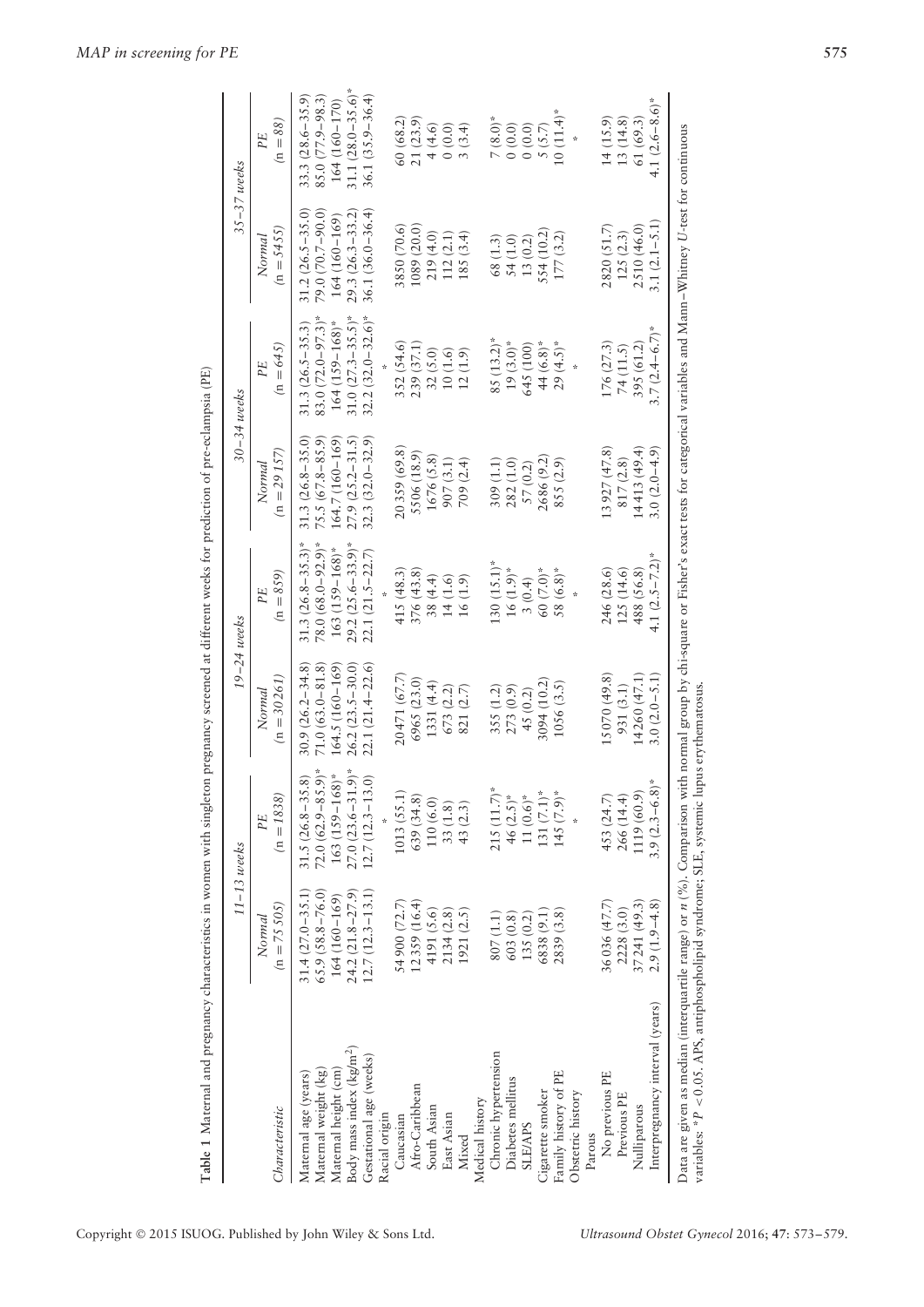**Table 1** Maternal and pregnancy characteristics in women with singleton pregnancy screened at different weeks for prediction of pre-eclampsia (PE)

| Characteristic | 11–13 weeks | | 19–24 weeks | | 30–34 weeks | | 35–37 weeks | |
|---|---|---|---|---|---|---|---|---|
| | Normal (n = 75 505) | PE (n = 1838) | Normal (n = 30 261) | PE (n = 859) | Normal (n = 29 157) | PE (n = 645) | Normal (n = 5455) | PE (n = 88) |
| Maternal age (years) | 31.4 (27.0–35.1) | 31.5 (26.8–35.8) | 30.9 (26.2–34.8) | 31.3 (26.8–35.3)* | 31.3 (26.8–35.0) | 31.3 (26.5–35.3) | 31.2 (26.5–35.0) | 33.3 (28.6–35.9) |
| Maternal weight (kg) | 65.9 (58.8–76.0) | 72.0 (62.9–85.9)* | 71.0 (63.0–81.8) | 78.0 (68.0–92.9)* | 75.5 (67.8–85.9) | 83.0 (72.0–97.3)* | 79.0 (70.7–90.0) | 85.0 (77.9–98.3) |
| Maternal height (cm) | 164 (160–169) | 163 (159–168)* | 164.5 (160–169) | 163 (159–168)* | 164.7 (160–169) | 164 (159–168)* | 164 (160–169) | 164 (160–170) |
| Body mass index (kg/m²) | 24.2 (21.8–27.9) | 27.0 (23.6–31.9)* | 26.2 (23.5–30.0) | 29.2 (25.6–33.9)* | 27.9 (25.2–31.5) | 31.0 (27.3–35.5)* | 29.3 (26.3–33.2) | 31.1 (28.0–35.6)* |
| Gestational age (weeks) | 12.7 (12.3–13.1) | 12.7 (12.3–13.0) | 22.1 (21.4–22.6) | 22.1 (21.5–22.7) | 32.3 (32.0–32.9) | 32.2 (32.0–32.6)* | 36.1 (36.0–36.4) | 36.1 (35.9–36.4) |
| Racial origin | | * | | * | | * | | |
| Caucasian | 54 900 (72.7) | 1013 (55.1) | 20 471 (67.7) | 415 (48.3) | 20 359 (69.8) | 352 (54.6) | 3850 (70.6) | 60 (68.2) |
| Afro-Caribbean | 12 359 (16.4) | 639 (34.8) | 6965 (23.0) | 376 (43.8) | 5506 (18.9) | 239 (37.1) | 1089 (20.0) | 21 (23.9) |
| South Asian | 4191 (5.6) | 110 (6.0) | 1331 (4.4) | 38 (4.4) | 1676 (5.8) | 32 (5.0) | 219 (4.0) | 4 (4.6) |
| East Asian | 2134 (2.8) | 33 (1.8) | 673 (2.2) | 14 (1.6) | 907 (3.1) | 10 (1.6) | 112 (2.1) | 0 (0.0) |
| Mixed | 1921 (2.5) | 43 (2.3) | 821 (2.7) | 16 (1.9) | 709 (2.4) | 12 (1.9) | 185 (3.4) | 3 (3.4) |
| Medical history | | | | | | | | |
| Chronic hypertension | 807 (1.1) | 215 (11.7)* | 355 (1.2) | 130 (15.1)* | 309 (1.1) | 85 (13.2)* | 68 (1.3) | 7 (8.0)* |
| Diabetes mellitus | 603 (0.8) | 46 (2.5)* | 273 (0.9) | 16 (1.9)* | 282 (1.0) | 19 (3.0)* | 54 (1.0) | 0 (0.0) |
| SLE/APS | 135 (0.2) | 11 (0.6)* | 45 (0.2) | 3 (0.4) | 57 (0.2) | 645 (100) | 13 (0.2) | 0 (0.0) |
| Cigarette smoker | 6838 (9.1) | 131 (7.1)* | 3094 (10.2) | 60 (7.0)* | 2686 (9.2) | 44 (6.8)* | 554 (10.2) | 5 (5.7) |
| Family history of PE | 2839 (3.8) | 145 (7.9)* | 1056 (3.5) | 58 (6.8)* | 855 (2.9) | 29 (4.5)* | 177 (3.2) | 10 (11.4)* |
| Obstetric history | | * | | * | | * | | * |
| Parous | | | | | | | | |
| No previous PE | 36 036 (47.7) | 453 (24.7) | 15 070 (49.8) | 246 (28.6) | 13 927 (47.8) | 176 (27.3) | 2820 (51.7) | 14 (15.9) |
| Previous PE | 2228 (3.0) | 266 (14.4) | 931 (3.1) | 125 (14.6) | 817 (2.8) | 74 (11.5) | 125 (2.3) | 13 (14.8) |
| Nulliparous | 37 241 (49.3) | 1119 (60.9) | 14 260 (47.1) | 488 (56.8) | 14 413 (49.4) | 395 (61.2) | 2510 (46.0) | 61 (69.3) |
| Interpregnancy interval (years) | 2.9 (1.9–4.8) | 3.9 (2.3–6.8)* | 3.0 (2.0–5.1) | 4.1 (2.5–7.2)* | 3.0 (2.0–4.9) | 3.7 (2.4–6.7)* | 3.1 (2.1–5.1) | 4.1 (2.6–8.6)* |

Data are given as median (interquartile range) or *n* (%). Comparison with normal group by chi-square or Fisher's exact tests for categorical variables and Mann–Whitney *U*-test for continuous variables: *$P < 0.05$. APS, antiphospholipid syndrome; SLE, systemic lupus erythematosus.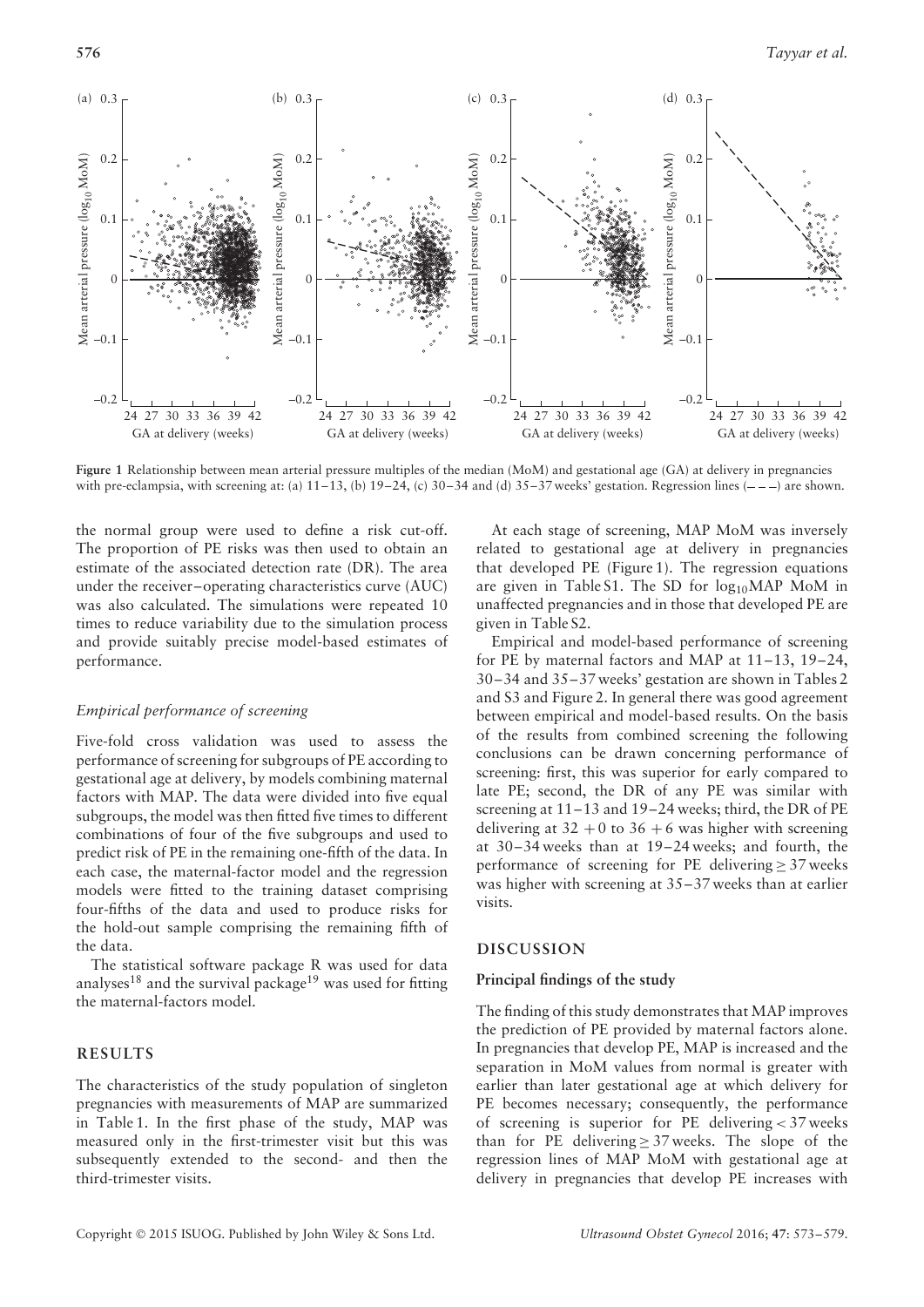Figure 1 Relationship between mean arterial pressure multiples of the median (MoM) and gestational age (GA) at delivery in pregnancies with pre-eclampsia, with screening at: (a) 11–13, (b) 19–24, (c) 30–34 and (d) 35–37 weeks' gestation. Regression lines (– – –) are shown.

the normal group were used to define a risk cut-off. The proportion of PE risks was then used to obtain an estimate of the associated detection rate (DR). The area under the receiver–operating characteristics curve (AUC) was also calculated. The simulations were repeated 10 times to reduce variability due to the simulation process and provide suitably precise model-based estimates of performance.

### *Empirical performance of screening*

Five-fold cross validation was used to assess the performance of screening for subgroups of PE according to gestational age at delivery, by models combining maternal factors with MAP. The data were divided into five equal subgroups, the model was then fitted five times to different combinations of four of the five subgroups and used to predict risk of PE in the remaining one-fifth of the data. In each case, the maternal-factor model and the regression models were fitted to the training dataset comprising four-fifths of the data and used to produce risks for the hold-out sample comprising the remaining fifth of the data.

The statistical software package R was used for data analyses[18] and the survival package[19] was used for fitting the maternal-factors model.

## RESULTS

The characteristics of the study population of singleton pregnancies with measurements of MAP are summarized in Table 1. In the first phase of the study, MAP was measured only in the first-trimester visit but this was subsequently extended to the second- and then the third-trimester visits.

At each stage of screening, MAP MoM was inversely related to gestational age at delivery in pregnancies that developed PE (Figure 1). The regression equations are given in Table S1. The SD for $\log_{10}$MAP MoM in unaffected pregnancies and in those that developed PE are given in Table S2.

Empirical and model-based performance of screening for PE by maternal factors and MAP at 11–13, 19–24, 30–34 and 35–37 weeks' gestation are shown in Tables 2 and S3 and Figure 2. In general there was good agreement between empirical and model-based results. On the basis of the results from combined screening the following conclusions can be drawn concerning performance of screening: first, this was superior for early compared to late PE; second, the DR of any PE was similar with screening at 11–13 and 19–24 weeks; third, the DR of PE delivering at 32 + 0 to 36 + 6 was higher with screening at 30–34 weeks than at 19–24 weeks; and fourth, the performance of screening for PE delivering ≥ 37 weeks was higher with screening at 35–37 weeks than at earlier visits.

## DISCUSSION

### Principal findings of the study

The finding of this study demonstrates that MAP improves the prediction of PE provided by maternal factors alone. In pregnancies that develop PE, MAP is increased and the separation in MoM values from normal is greater with earlier than later gestational age at which delivery for PE becomes necessary; consequently, the performance of screening is superior for PE delivering < 37 weeks than for PE delivering ≥ 37 weeks. The slope of the regression lines of MAP MoM with gestational age at delivery in pregnancies that develop PE increases with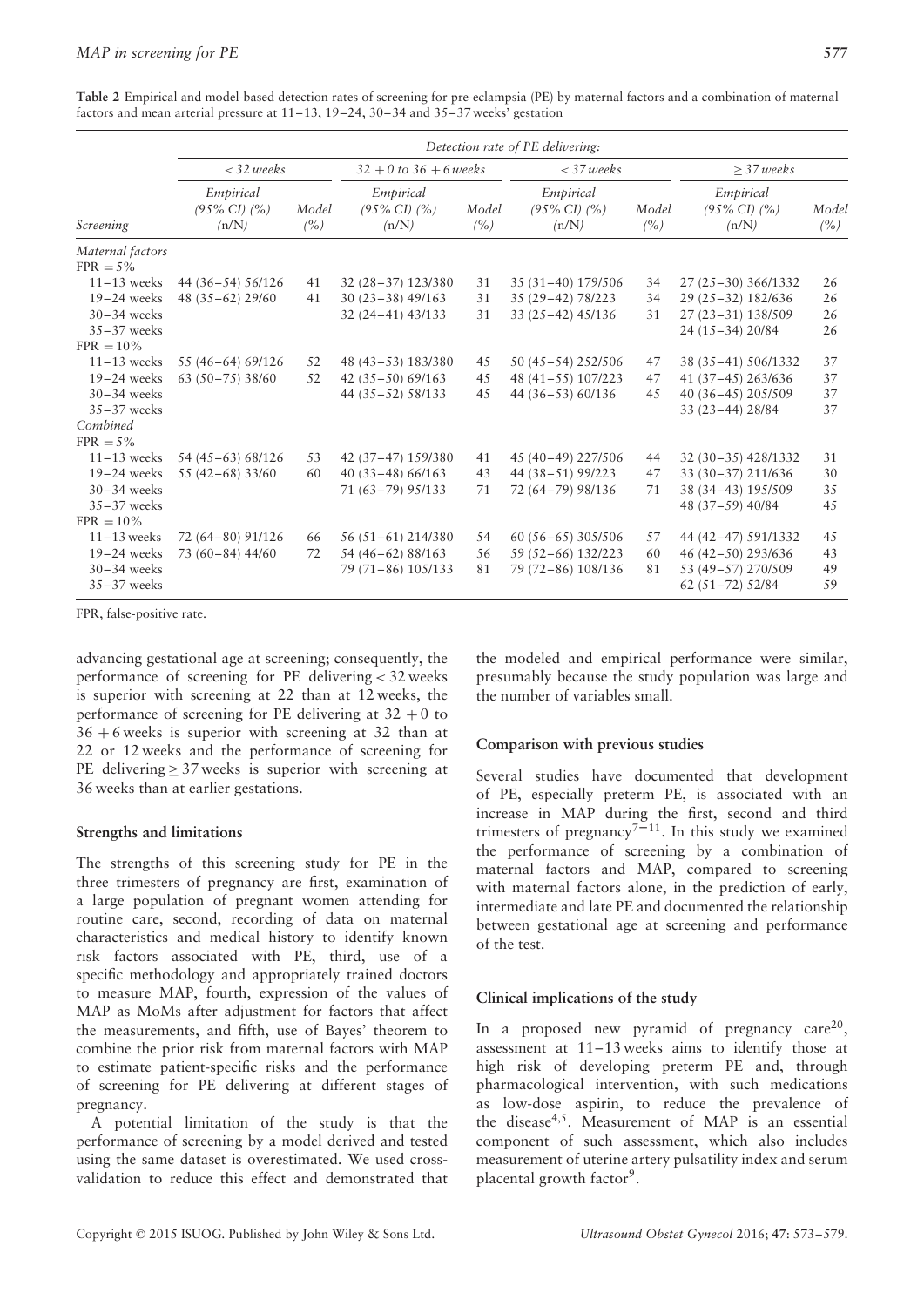**Table 2** Empirical and model-based detection rates of screening for pre-eclampsia (PE) by maternal factors and a combination of maternal factors and mean arterial pressure at 11–13, 19–24, 30–34 and 35–37 weeks' gestation

| | Detection rate of PE delivering: | | | | | | | |
|---|---|---|---|---|---|---|---|---|
| | < 32 weeks | | 32 + 0 to 36 + 6 weeks | | < 37 weeks | | ≥ 37 weeks | |
| Screening | Empirical (95% CI) (%) (n/N) | Model (%) | Empirical (95% CI) (%) (n/N) | Model (%) | Empirical (95% CI) (%) (n/N) | Model (%) | Empirical (95% CI) (%) (n/N) | Model (%) |
| *Maternal factors* | | | | | | | | |
| FPR = 5% | | | | | | | | |
| 11–13 weeks | 44 (36–54) 56/126 | 41 | 32 (28–37) 123/380 | 31 | 35 (31–40) 179/506 | 34 | 27 (25–30) 366/1332 | 26 |
| 19–24 weeks | 48 (35–62) 29/60 | 41 | 30 (23–38) 49/163 | 31 | 35 (29–42) 78/223 | 34 | 29 (25–32) 182/636 | 26 |
| 30–34 weeks | | | 32 (24–41) 43/133 | 31 | 33 (25–42) 45/136 | 31 | 27 (23–31) 138/509 | 26 |
| 35–37 weeks | | | | | | | 24 (15–34) 20/84 | 26 |
| FPR = 10% | | | | | | | | |
| 11–13 weeks | 55 (46–64) 69/126 | 52 | 48 (43–53) 183/380 | 45 | 50 (45–54) 252/506 | 47 | 38 (35–41) 506/1332 | 37 |
| 19–24 weeks | 63 (50–75) 38/60 | 52 | 42 (35–50) 69/163 | 45 | 48 (41–55) 107/223 | 47 | 41 (37–45) 263/636 | 37 |
| 30–34 weeks | | | 44 (35–52) 58/133 | 45 | 44 (36–53) 60/136 | 45 | 40 (36–45) 205/509 | 37 |
| 35–37 weeks | | | | | | | 33 (23–44) 28/84 | 37 |
| *Combined* | | | | | | | | |
| FPR = 5% | | | | | | | | |
| 11–13 weeks | 54 (45–63) 68/126 | 53 | 42 (37–47) 159/380 | 41 | 45 (40–49) 227/506 | 44 | 32 (30–35) 428/1332 | 31 |
| 19–24 weeks | 55 (42–68) 33/60 | 60 | 40 (33–48) 66/163 | 43 | 44 (38–51) 99/223 | 47 | 33 (30–37) 211/636 | 30 |
| 30–34 weeks | | | 71 (63–79) 95/133 | 71 | 72 (64–79) 98/136 | 71 | 38 (34–43) 195/509 | 35 |
| 35–37 weeks | | | | | | | 48 (37–59) 40/84 | 45 |
| FPR = 10% | | | | | | | | |
| 11–13 weeks | 72 (64–80) 91/126 | 66 | 56 (51–61) 214/380 | 54 | 60 (56–65) 305/506 | 57 | 44 (42–47) 591/1332 | 45 |
| 19–24 weeks | 73 (60–84) 44/60 | 72 | 54 (46–62) 88/163 | 56 | 59 (52–66) 132/223 | 60 | 46 (42–50) 293/636 | 43 |
| 30–34 weeks | | | 79 (71–86) 105/133 | 81 | 79 (72–86) 108/136 | 81 | 53 (49–57) 270/509 | 49 |
| 35–37 weeks | | | | | | | 62 (51–72) 52/84 | 59 |

FPR, false-positive rate.

advancing gestational age at screening; consequently, the performance of screening for PE delivering < 32 weeks is superior with screening at 22 than at 12 weeks, the performance of screening for PE delivering at 32 + 0 to 36 + 6 weeks is superior with screening at 32 than at 22 or 12 weeks and the performance of screening for PE delivering ≥ 37 weeks is superior with screening at 36 weeks than at earlier gestations.

### Strengths and limitations

The strengths of this screening study for PE in the three trimesters of pregnancy are first, examination of a large population of pregnant women attending for routine care, second, recording of data on maternal characteristics and medical history to identify known risk factors associated with PE, third, use of a specific methodology and appropriately trained doctors to measure MAP, fourth, expression of the values of MAP as MoMs after adjustment for factors that affect the measurements, and fifth, use of Bayes' theorem to combine the prior risk from maternal factors with MAP to estimate patient-specific risks and the performance of screening for PE delivering at different stages of pregnancy.

A potential limitation of the study is that the performance of screening by a model derived and tested using the same dataset is overestimated. We used cross-validation to reduce this effect and demonstrated that the modeled and empirical performance were similar, presumably because the study population was large and the number of variables small.

### Comparison with previous studies

Several studies have documented that development of PE, especially preterm PE, is associated with an increase in MAP during the first, second and third trimesters of pregnancy[7–11]. In this study we examined the performance of screening by a combination of maternal factors and MAP, compared to screening with maternal factors alone, in the prediction of early, intermediate and late PE and documented the relationship between gestational age at screening and performance of the test.

### Clinical implications of the study

In a proposed new pyramid of pregnancy care[20], assessment at 11–13 weeks aims to identify those at high risk of developing preterm PE and, through pharmacological intervention, with such medications as low-dose aspirin, to reduce the prevalence of the disease[4,5]. Measurement of MAP is an essential component of such assessment, which also includes measurement of uterine artery pulsatility index and serum placental growth factor[9].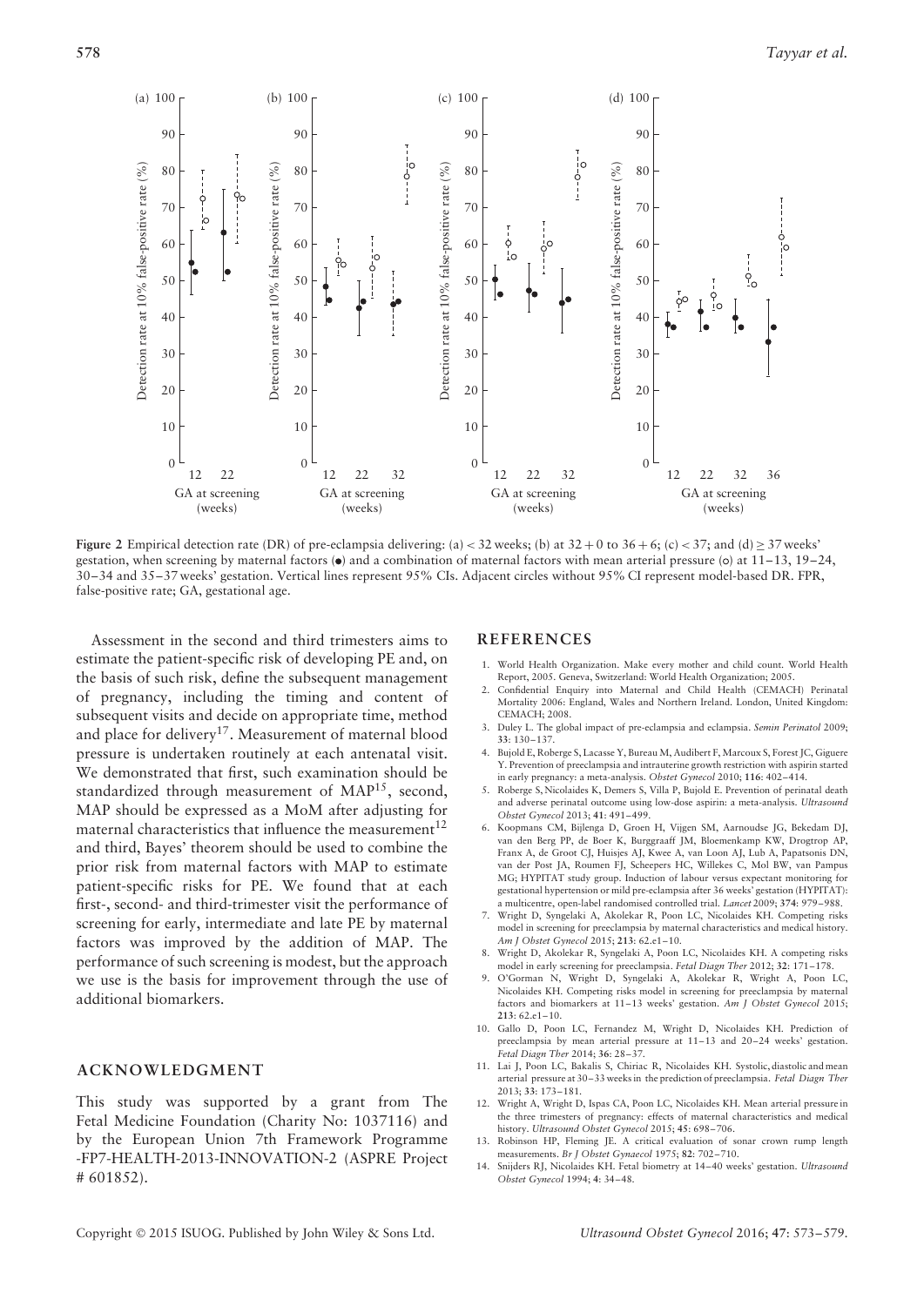Figure 2 Empirical detection rate (DR) of pre-eclampsia delivering: (a) < 32 weeks; (b) at 32 + 0 to 36 + 6; (c) < 37; and (d) ≥ 37 weeks' gestation, when screening by maternal factors (•) and a combination of maternal factors with mean arterial pressure (○) at 11–13, 19–24, 30–34 and 35–37 weeks' gestation. Vertical lines represent 95% CIs. Adjacent circles without 95% CI represent model-based DR. FPR, false-positive rate; GA, gestational age.

Assessment in the second and third trimesters aims to estimate the patient-specific risk of developing PE and, on the basis of such risk, define the subsequent management of pregnancy, including the timing and content of subsequent visits and decide on appropriate time, method and place for delivery[17]. Measurement of maternal blood pressure is undertaken routinely at each antenatal visit. We demonstrated that first, such examination should be standardized through measurement of MAP[15], second, MAP should be expressed as a MoM after adjusting for maternal characteristics that influence the measurement[12] and third, Bayes' theorem should be used to combine the prior risk from maternal factors with MAP to estimate patient-specific risks for PE. We found that at each first-, second- and third-trimester visit the performance of screening for early, intermediate and late PE by maternal factors was improved by the addition of MAP. The performance of such screening is modest, but the approach we use is the basis for improvement through the use of additional biomarkers.

## ACKNOWLEDGMENT

This study was supported by a grant from The Fetal Medicine Foundation (Charity No: 1037116) and by the European Union 7th Framework Programme -FP7-HEALTH-2013-INNOVATION-2 (ASPRE Project # 601852).

## REFERENCES

1. World Health Organization. Make every mother and child count. World Health Report, 2005. Geneva, Switzerland: World Health Organization; 2005.
2. Confidential Enquiry into Maternal and Child Health (CEMACH) Perinatal Mortality 2006: England, Wales and Northern Ireland. London, United Kingdom: CEMACH; 2008.
3. Duley L. The global impact of pre-eclampsia and eclampsia. *Semin Perinatol* 2009; **33**: 130–137.
4. Bujold E, Roberge S, Lacasse Y, Bureau M, Audibert F, Marcoux S, Forest JC, Giguere Y. Prevention of preeclampsia and intrauterine growth restriction with aspirin started in early pregnancy: a meta-analysis. *Obstet Gynecol* 2010; **116**: 402–414.
5. Roberge S, Nicolaides K, Demers S, Villa P, Bujold E. Prevention of perinatal death and adverse perinatal outcome using low-dose aspirin: a meta-analysis. *Ultrasound Obstet Gynecol* 2013; **41**: 491–499.
6. Koopmans CM, Bijlenga D, Groen H, Vijgen SM, Aarnoudse JG, Bekedam DJ, van den Berg PP, de Boer K, Burggraaff JM, Bloemenkamp KW, Drogtrop AP, Franx A, de Groot CJ, Huisjes AJ, Kwee A, van Loon AJ, Lub A, Papatsonis DN, van der Post JA, Roumen FJ, Scheepers HC, Willekes C, Mol BW, van Pampus MG; HYPITAT study group. Induction of labour versus expectant monitoring for gestational hypertension or mild pre-eclampsia after 36 weeks' gestation (HYPITAT): a multicentre, open-label randomised controlled trial. *Lancet* 2009; **374**: 979–988.
7. Wright D, Syngelaki A, Akolekar R, Poon LC, Nicolaides KH. Competing risks model in screening for preeclampsia by maternal characteristics and medical history. *Am J Obstet Gynecol* 2015; **213**: 62.e1–10.
8. Wright D, Akolekar R, Syngelaki A, Poon LC, Nicolaides KH. A competing risks model in early screening for preeclampsia. *Fetal Diagn Ther* 2012; **32**: 171–178.
9. O'Gorman N, Wright D, Syngelaki A, Akolekar R, Wright A, Poon LC, Nicolaides KH. Competing risks model in screening for preeclampsia by maternal factors and biomarkers at 11–13 weeks' gestation. *Am J Obstet Gynecol* 2015; **213**: 62.e1–10.
10. Gallo D, Poon LC, Fernandez M, Wright D, Nicolaides KH. Prediction of preeclampsia by mean arterial pressure at 11–13 and 20–24 weeks' gestation. *Fetal Diagn Ther* 2014; **36**: 28–37.
11. Lai J, Poon LC, Bakalis S, Chiriac R, Nicolaides KH. Systolic, diastolic and mean arterial pressure at 30–33 weeks in the prediction of preeclampsia. *Fetal Diagn Ther* 2013; **33**: 173–181.
12. Wright A, Wright D, Ispas CA, Poon LC, Nicolaides KH. Mean arterial pressure in the three trimesters of pregnancy: effects of maternal characteristics and medical history. *Ultrasound Obstet Gynecol* 2015; **45**: 698–706.
13. Robinson HP, Fleming JE. A critical evaluation of sonar crown rump length measurements. *Br J Obstet Gynaecol* 1975; **82**: 702–710.
14. Snijders RJ, Nicolaides KH. Fetal biometry at 14–40 weeks' gestation. *Ultrasound Obstet Gynecol* 1994; **4**: 34–48.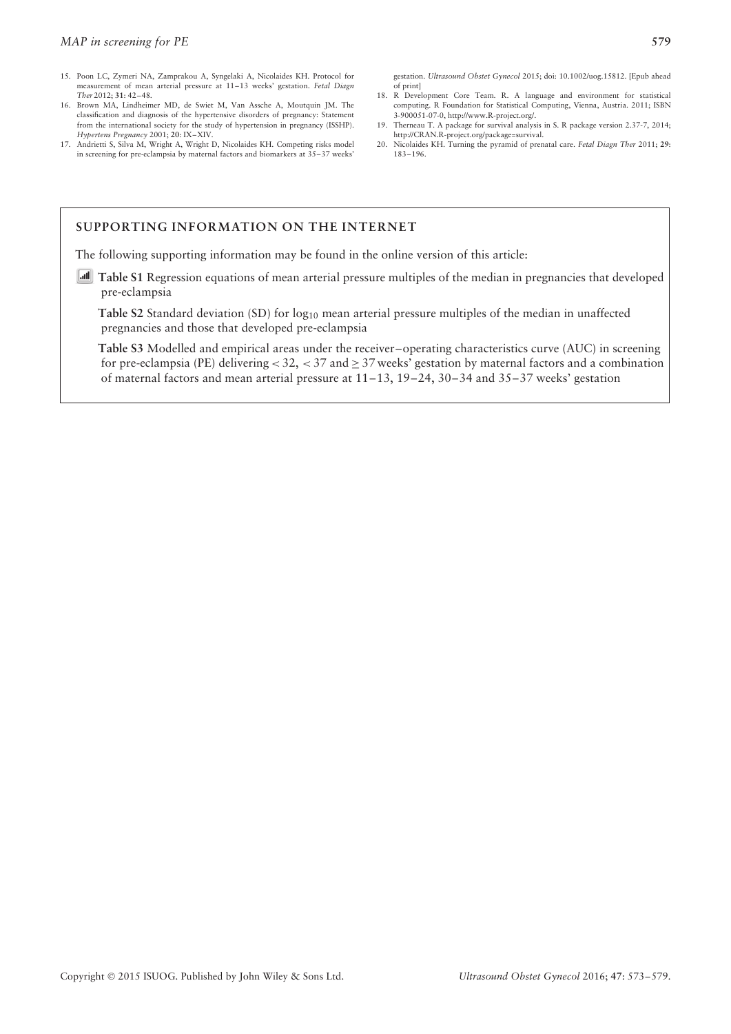15. Poon LC, Zymeri NA, Zamprakou A, Syngelaki A, Nicolaides KH. Protocol for measurement of mean arterial pressure at 11–13 weeks' gestation. *Fetal Diagn Ther* 2012; **31**: 42–48.
16. Brown MA, Lindheimer MD, de Swiet M, Van Assche A, Moutquin JM. The classification and diagnosis of the hypertensive disorders of pregnancy: Statement from the international society for the study of hypertension in pregnancy (ISSHP). *Hypertens Pregnancy* 2001; **20**: IX–XIV.
17. Andrietti S, Silva M, Wright A, Wright D, Nicolaides KH. Competing risks model in screening for pre-eclampsia by maternal factors and biomarkers at 35–37 weeks' gestation. *Ultrasound Obstet Gynecol* 2015; doi: 10.1002/uog.15812. [Epub ahead of print]
18. R Development Core Team. R. A language and environment for statistical computing. R Foundation for Statistical Computing, Vienna, Austria. 2011; ISBN 3-900051-07-0, http://www.R-project.org/.
19. Therneau T. A package for survival analysis in S. R package version 2.37-7, 2014; http://CRAN.R-project.org/package=survival.
20. Nicolaides KH. Turning the pyramid of prenatal care. *Fetal Diagn Ther* 2011; **29**: 183–196.

## SUPPORTING INFORMATION ON THE INTERNET

The following supporting information may be found in the online version of this article:

**Table S1** Regression equations of mean arterial pressure multiples of the median in pregnancies that developed pre-eclampsia

**Table S2** Standard deviation (SD) for $\log_{10}$ mean arterial pressure multiples of the median in unaffected pregnancies and those that developed pre-eclampsia

**Table S3** Modelled and empirical areas under the receiver–operating characteristics curve (AUC) in screening for pre-eclampsia (PE) delivering < 32, < 37 and ≥ 37 weeks' gestation by maternal factors and a combination of maternal factors and mean arterial pressure at 11–13, 19–24, 30–34 and 35–37 weeks' gestation